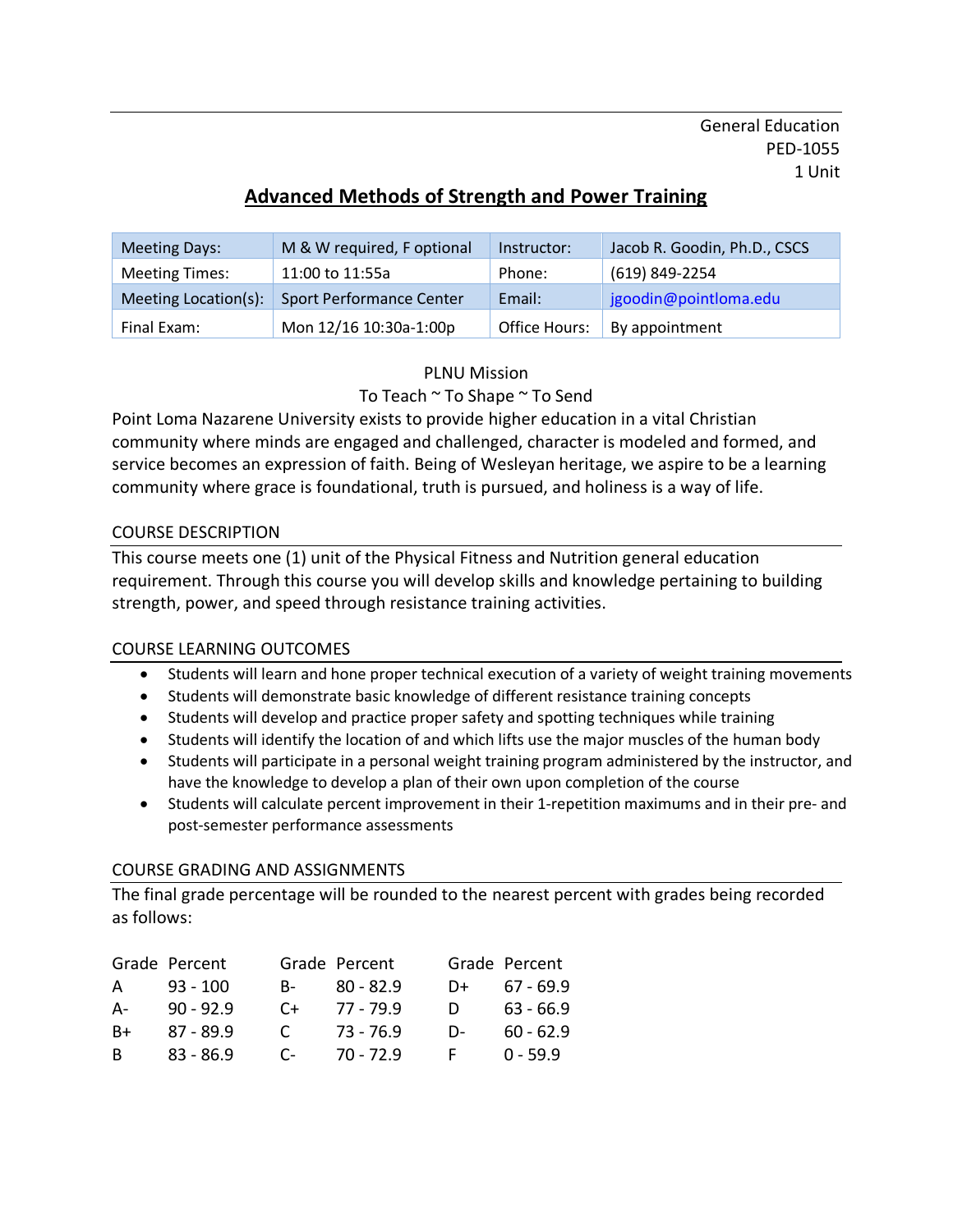General Education
PED-1055
1 Unit

# Advanced Methods of Strength and Power Training

| Meeting Days: | M & W required, F optional | Instructor: | Jacob R. Goodin, Ph.D., CSCS |
|---|---|---|---|
| Meeting Times: | 11:00 to 11:55a | Phone: | (619) 849-2254 |
| Meeting Location(s): | Sport Performance Center | Email: | jgoodin@pointloma.edu |
| Final Exam: | Mon 12/16 10:30a-1:00p | Office Hours: | By appointment |

PLNU Mission

To Teach ~ To Shape ~ To Send

Point Loma Nazarene University exists to provide higher education in a vital Christian community where minds are engaged and challenged, character is modeled and formed, and service becomes an expression of faith. Being of Wesleyan heritage, we aspire to be a learning community where grace is foundational, truth is pursued, and holiness is a way of life.

## COURSE DESCRIPTION

This course meets one (1) unit of the Physical Fitness and Nutrition general education requirement. Through this course you will develop skills and knowledge pertaining to building strength, power, and speed through resistance training activities.

## COURSE LEARNING OUTCOMES

- Students will learn and hone proper technical execution of a variety of weight training movements
- Students will demonstrate basic knowledge of different resistance training concepts
- Students will develop and practice proper safety and spotting techniques while training
- Students will identify the location of and which lifts use the major muscles of the human body
- Students will participate in a personal weight training program administered by the instructor, and have the knowledge to develop a plan of their own upon completion of the course
- Students will calculate percent improvement in their 1-repetition maximums and in their pre- and post-semester performance assessments

## COURSE GRADING AND ASSIGNMENTS

The final grade percentage will be rounded to the nearest percent with grades being recorded as follows:

| Grade | Percent | Grade | Percent | Grade | Percent |
|---|---|---|---|---|---|
| A | 93 - 100 | B- | 80 - 82.9 | D+ | 67 - 69.9 |
| A- | 90 - 92.9 | C+ | 77 - 79.9 | D | 63 - 66.9 |
| B+ | 87 - 89.9 | C | 73 - 76.9 | D- | 60 - 62.9 |
| B | 83 - 86.9 | C- | 70 - 72.9 | F | 0 - 59.9 |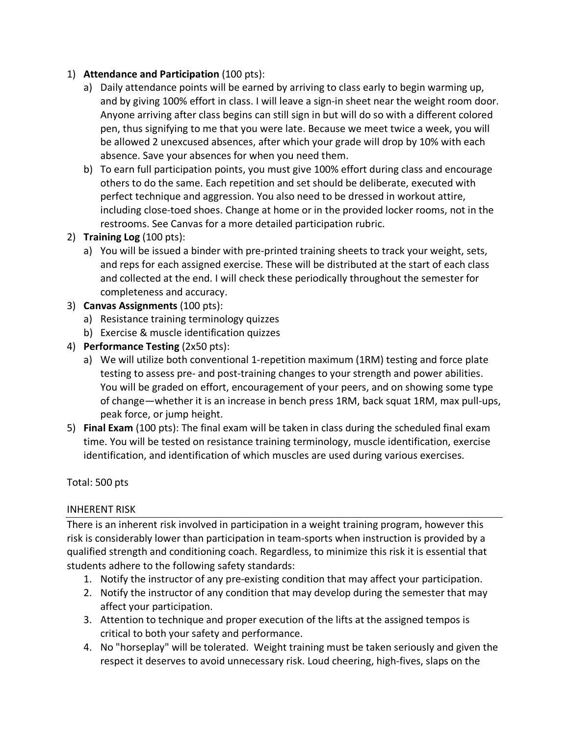1) **Attendance and Participation** (100 pts):
    a) Daily attendance points will be earned by arriving to class early to begin warming up, and by giving 100% effort in class. I will leave a sign-in sheet near the weight room door. Anyone arriving after class begins can still sign in but will do so with a different colored pen, thus signifying to me that you were late. Because we meet twice a week, you will be allowed 2 unexcused absences, after which your grade will drop by 10% with each absence. Save your absences for when you need them.
    b) To earn full participation points, you must give 100% effort during class and encourage others to do the same. Each repetition and set should be deliberate, executed with perfect technique and aggression. You also need to be dressed in workout attire, including close-toed shoes. Change at home or in the provided locker rooms, not in the restrooms. See Canvas for a more detailed participation rubric.
2) **Training Log** (100 pts):
    a) You will be issued a binder with pre-printed training sheets to track your weight, sets, and reps for each assigned exercise. These will be distributed at the start of each class and collected at the end. I will check these periodically throughout the semester for completeness and accuracy.
3) **Canvas Assignments** (100 pts):
    a) Resistance training terminology quizzes
    b) Exercise & muscle identification quizzes
4) **Performance Testing** (2x50 pts):
    a) We will utilize both conventional 1-repetition maximum (1RM) testing and force plate testing to assess pre- and post-training changes to your strength and power abilities. You will be graded on effort, encouragement of your peers, and on showing some type of change—whether it is an increase in bench press 1RM, back squat 1RM, max pull-ups, peak force, or jump height.
5) **Final Exam** (100 pts): The final exam will be taken in class during the scheduled final exam time. You will be tested on resistance training terminology, muscle identification, exercise identification, and identification of which muscles are used during various exercises.

Total: 500 pts

## INHERENT RISK

There is an inherent risk involved in participation in a weight training program, however this risk is considerably lower than participation in team-sports when instruction is provided by a qualified strength and conditioning coach. Regardless, to minimize this risk it is essential that students adhere to the following safety standards:

1. Notify the instructor of any pre-existing condition that may affect your participation.
2. Notify the instructor of any condition that may develop during the semester that may affect your participation.
3. Attention to technique and proper execution of the lifts at the assigned tempos is critical to both your safety and performance.
4. No "horseplay" will be tolerated. Weight training must be taken seriously and given the respect it deserves to avoid unnecessary risk. Loud cheering, high-fives, slaps on the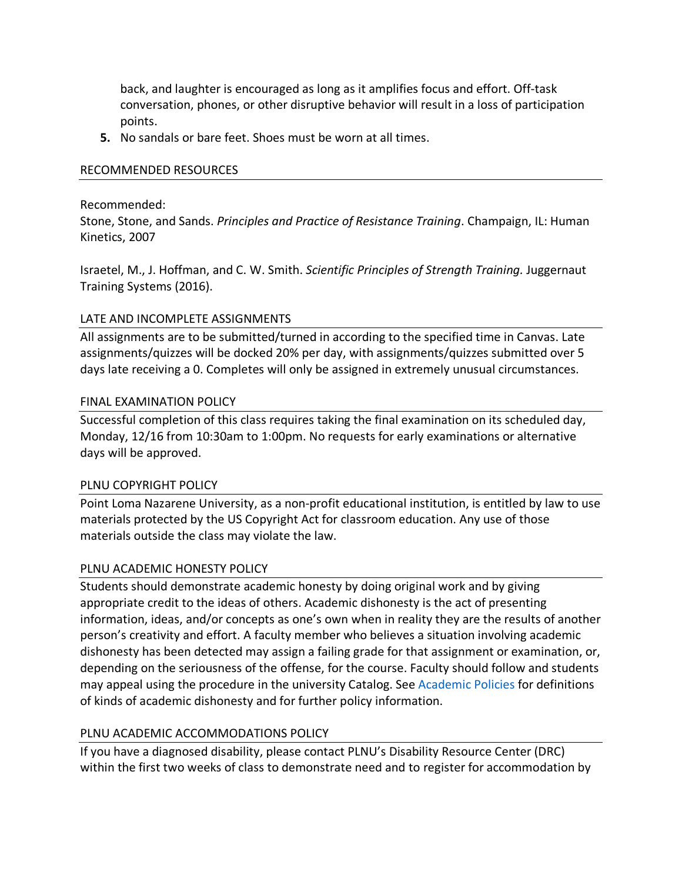back, and laughter is encouraged as long as it amplifies focus and effort. Off-task conversation, phones, or other disruptive behavior will result in a loss of participation points.

5. No sandals or bare feet. Shoes must be worn at all times.

## RECOMMENDED RESOURCES

Recommended:
Stone, Stone, and Sands. *Principles and Practice of Resistance Training*. Champaign, IL: Human Kinetics, 2007

Israetel, M., J. Hoffman, and C. W. Smith. *Scientific Principles of Strength Training.* Juggernaut Training Systems (2016).

## LATE AND INCOMPLETE ASSIGNMENTS

All assignments are to be submitted/turned in according to the specified time in Canvas. Late assignments/quizzes will be docked 20% per day, with assignments/quizzes submitted over 5 days late receiving a 0. Completes will only be assigned in extremely unusual circumstances.

## FINAL EXAMINATION POLICY

Successful completion of this class requires taking the final examination on its scheduled day, Monday, 12/16 from 10:30am to 1:00pm. No requests for early examinations or alternative days will be approved.

## PLNU COPYRIGHT POLICY

Point Loma Nazarene University, as a non-profit educational institution, is entitled by law to use materials protected by the US Copyright Act for classroom education. Any use of those materials outside the class may violate the law.

## PLNU ACADEMIC HONESTY POLICY

Students should demonstrate academic honesty by doing original work and by giving appropriate credit to the ideas of others. Academic dishonesty is the act of presenting information, ideas, and/or concepts as one's own when in reality they are the results of another person's creativity and effort. A faculty member who believes a situation involving academic dishonesty has been detected may assign a failing grade for that assignment or examination, or, depending on the seriousness of the offense, for the course. Faculty should follow and students may appeal using the procedure in the university Catalog. See Academic Policies for definitions of kinds of academic dishonesty and for further policy information.

## PLNU ACADEMIC ACCOMMODATIONS POLICY

If you have a diagnosed disability, please contact PLNU's Disability Resource Center (DRC) within the first two weeks of class to demonstrate need and to register for accommodation by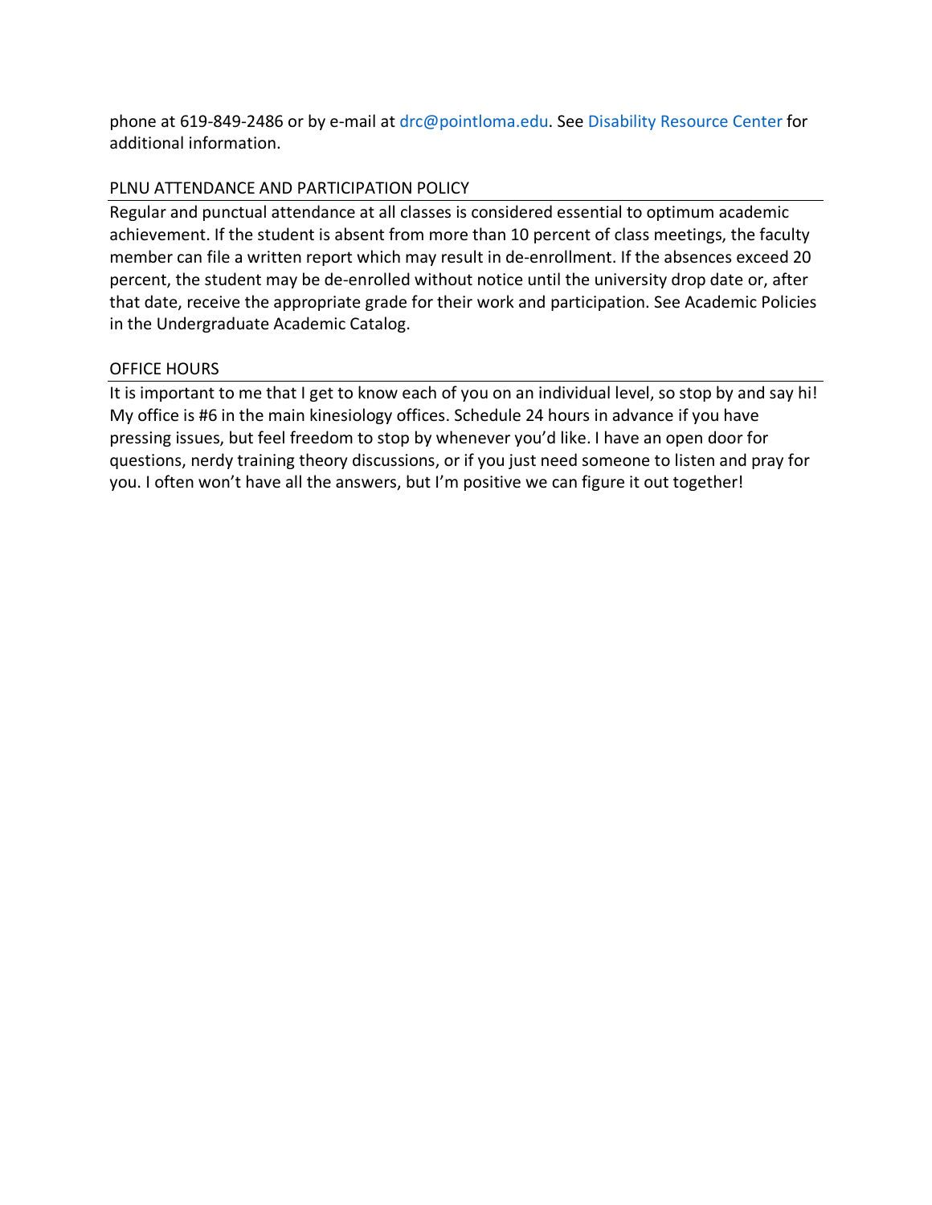phone at 619-849-2486 or by e-mail at drc@pointloma.edu. See Disability Resource Center for additional information.

## PLNU ATTENDANCE AND PARTICIPATION POLICY

Regular and punctual attendance at all classes is considered essential to optimum academic achievement. If the student is absent from more than 10 percent of class meetings, the faculty member can file a written report which may result in de-enrollment. If the absences exceed 20 percent, the student may be de-enrolled without notice until the university drop date or, after that date, receive the appropriate grade for their work and participation. See Academic Policies in the Undergraduate Academic Catalog.

## OFFICE HOURS

It is important to me that I get to know each of you on an individual level, so stop by and say hi! My office is #6 in the main kinesiology offices. Schedule 24 hours in advance if you have pressing issues, but feel freedom to stop by whenever you'd like. I have an open door for questions, nerdy training theory discussions, or if you just need someone to listen and pray for you. I often won't have all the answers, but I'm positive we can figure it out together!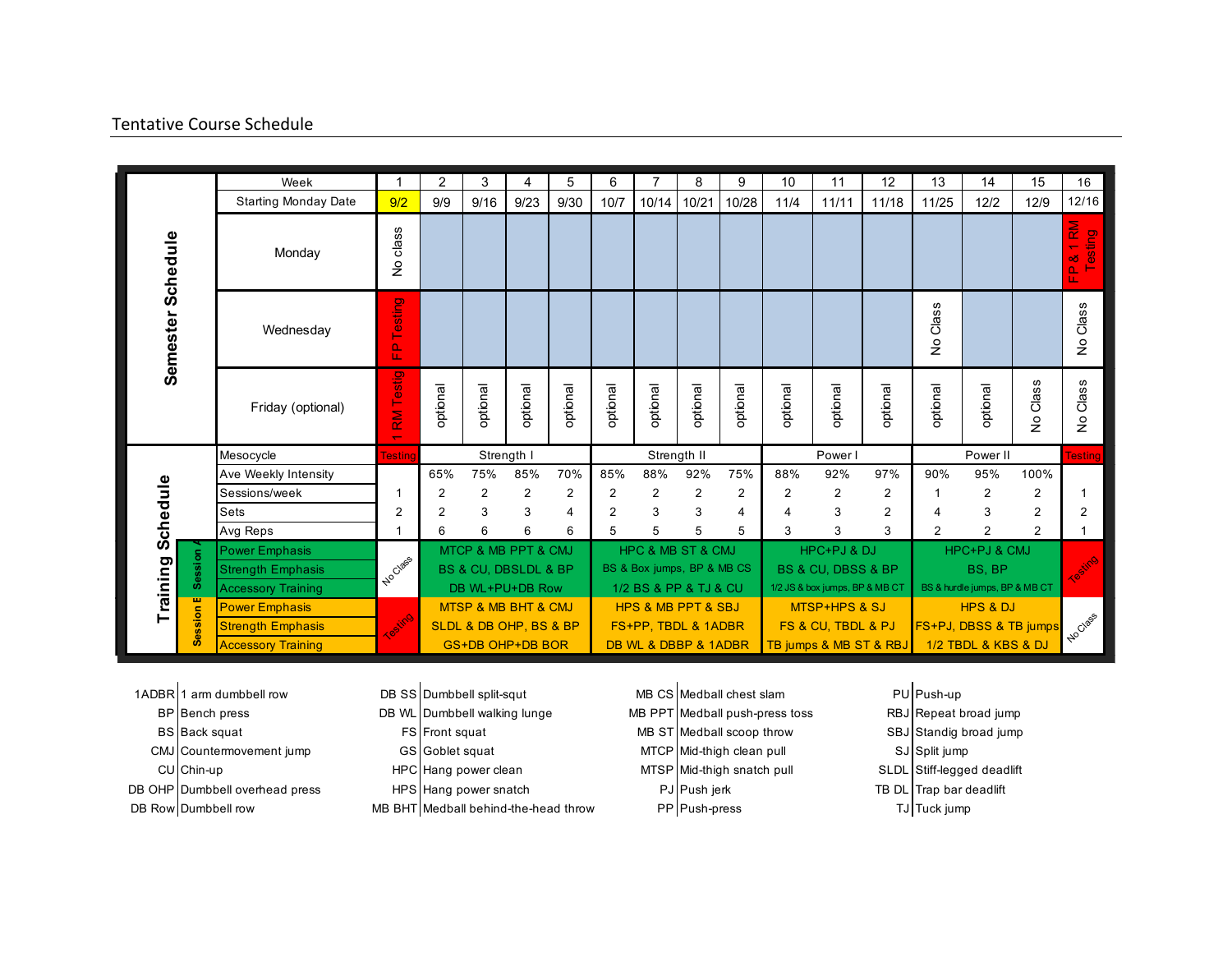Tentative Course Schedule

| | | Week | 1 | 2 | 3 | 4 | 5 | 6 | 7 | 8 | 9 | 10 | 11 | 12 | 13 | 14 | 15 | 16 |
|---|---|---|---|---|---|---|---|---|---|---|---|---|---|---|---|---|---|---|
| **Semester Schedule** | | Starting Monday Date | 9/2 | 9/9 | 9/16 | 9/23 | 9/30 | 10/7 | 10/14 | 10/21 | 10/28 | 11/4 | 11/11 | 11/18 | 11/25 | 12/2 | 12/9 | 12/16 |
| | | Monday | No class | | | | | | | | | | | | | | | FP & 1 RM Testing |
| | | Wednesday | FP Testing | | | | | | | | | | | | No Class | | | No Class |
| | | Friday (optional) | 1 RM Testing | optional | optional | optional | optional | optional | optional | optional | optional | optional | optional | optional | optional | optional | No Class | No Class |
| **Training Schedule** | | Mesocycle | Testing | Strength I | | | | Strength II | | | | Power I | | | Power II | | | Testing |
| | | Ave Weekly Intensity | | 65% | 75% | 85% | 70% | 85% | 88% | 92% | 75% | 88% | 92% | 97% | 90% | 95% | 100% | |
| | | Sessions/week | 1 | 2 | 2 | 2 | 2 | 2 | 2 | 2 | 2 | 2 | 2 | 2 | 1 | 2 | 2 | 1 |
| | | Sets | 2 | 2 | 3 | 3 | 4 | 2 | 3 | 3 | 4 | 4 | 3 | 2 | 4 | 3 | 2 | 2 |
| | | Avg Reps | 1 | 6 | 6 | 6 | 6 | 5 | 5 | 5 | 5 | 3 | 3 | 3 | 2 | 2 | 2 | 1 |
| | Session A | Power Emphasis | No Class | MTCP & MB PPT & CMJ | | | | HPC & MB ST & CMJ | | | | HPC+PJ & DJ | | | HPC+PJ & CMJ | | | Testing |
| | | Strength Emphasis | | BS & CU, DBSLDL & BP | | | | BS & Box jumps, BP & MB CS | | | | BS & CU, DBSS & BP | | | BS, BP | | | |
| | | Accessory Training | | DB WL+PU+DB Row | | | | 1/2 BS & PP & TJ & CU | | | | 1/2 JS & box jumps, BP & MB CT | | | BS & hurdle jumps, BP & MB CT | | | |
| | Session B | Power Emphasis | Testing | MTSP & MB BHT & CMJ | | | | HPS & MB PPT & SBJ | | | | MTSP+HPS & SJ | | | HPS & DJ | | | No Class |
| | | Strength Emphasis | | SLDL & DB OHP, BS & BP | | | | FS+PP, TBDL & 1ADBR | | | | FS & CU, TBDL & PJ | | | FS+PJ, DBSS & TB jumps | | | |
| | | Accessory Training | | GS+DB OHP+DB BOR | | | | DB WL & DBBP & 1ADBR | | | | TB jumps & MB ST & RBJ | | | 1/2 TBDL & KBS & DJ | | | |

| | | | | | | | |
|---|---|---|---|---|---|---|---|
| 1ADBR | 1 arm dumbbell row | DB SS | Dumbbell split-squt | MB CS | Medball chest slam | PU | Push-up |
| BP | Bench press | DB WL | Dumbbell walking lunge | MB PPT | Medball push-press toss | RBJ | Repeat broad jump |
| BS | Back squat | FS | Front squat | MB ST | Medball scoop throw | SBJ | Standig broad jump |
| CMJ | Countermovement jump | GS | Goblet squat | MTCP | Mid-thigh clean pull | SJ | Split jump |
| CU | Chin-up | HPC | Hang power clean | MTSP | Mid-thigh snatch pull | SLDL | Stiff-legged deadlift |
| DB OHP | Dumbbell overhead press | HPS | Hang power snatch | PJ | Push jerk | TB DL | Trap bar deadlift |
| DB Row | Dumbbell row | MB BHT | Medball behind-the-head throw | PP | Push-press | TJ | Tuck jump |